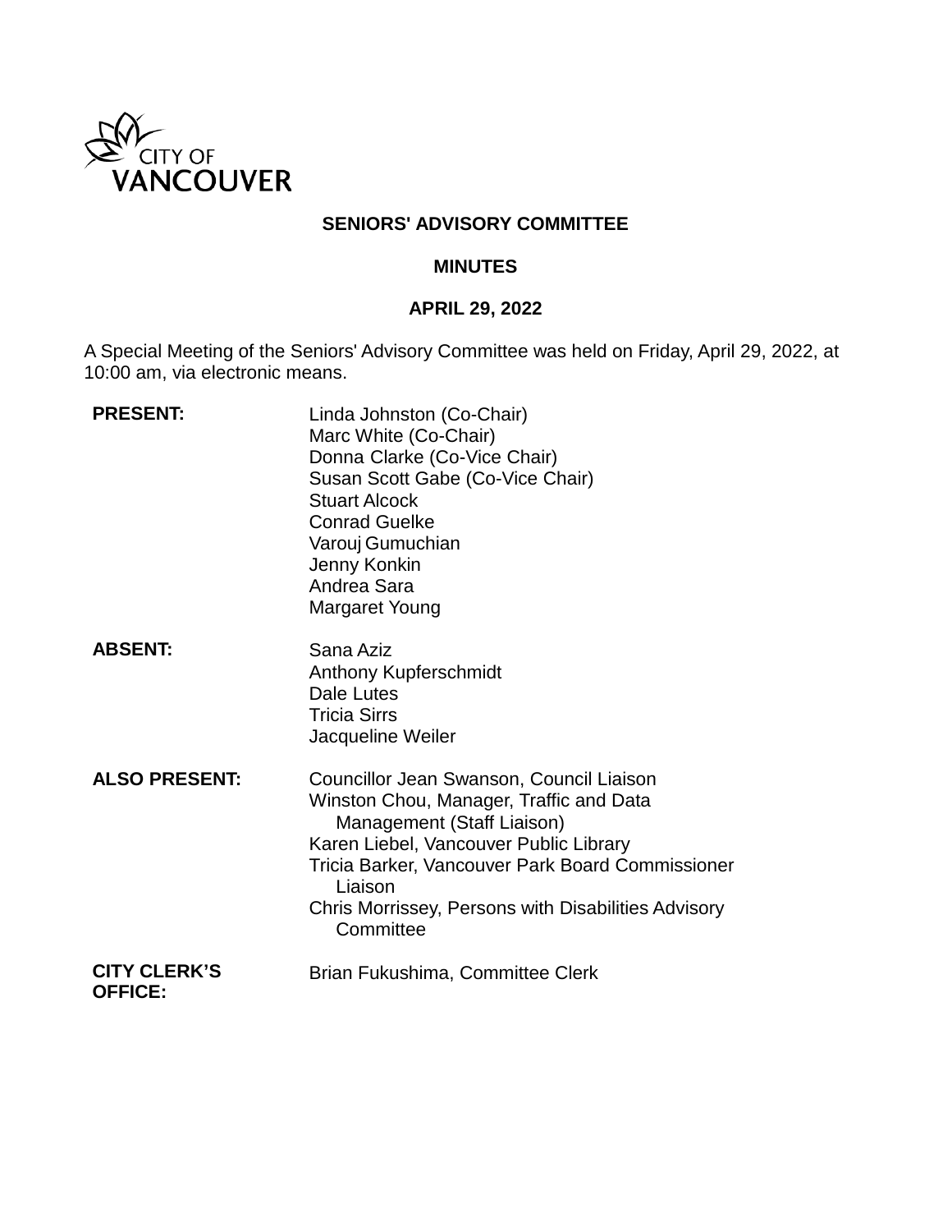CITY OF VANCOUVER

# SENIORS' ADVISORY COMMITTEE

## MINUTES

## APRIL 29, 2022

A Special Meeting of the Seniors' Advisory Committee was held on Friday, April 29, 2022, at 10:00 am, via electronic means.

**PRESENT:**
Linda Johnston (Co-Chair)
Marc White (Co-Chair)
Donna Clarke (Co-Vice Chair)
Susan Scott Gabe (Co-Vice Chair)
Stuart Alcock
Conrad Guelke
Varouj Gumuchian
Jenny Konkin
Andrea Sara
Margaret Young

**ABSENT:**
Sana Aziz
Anthony Kupferschmidt
Dale Lutes
Tricia Sirrs
Jacqueline Weiler

**ALSO PRESENT:**
Councillor Jean Swanson, Council Liaison
Winston Chou, Manager, Traffic and Data Management (Staff Liaison)
Karen Liebel, Vancouver Public Library
Tricia Barker, Vancouver Park Board Commissioner Liaison
Chris Morrissey, Persons with Disabilities Advisory Committee

**CITY CLERK'S OFFICE:**
Brian Fukushima, Committee Clerk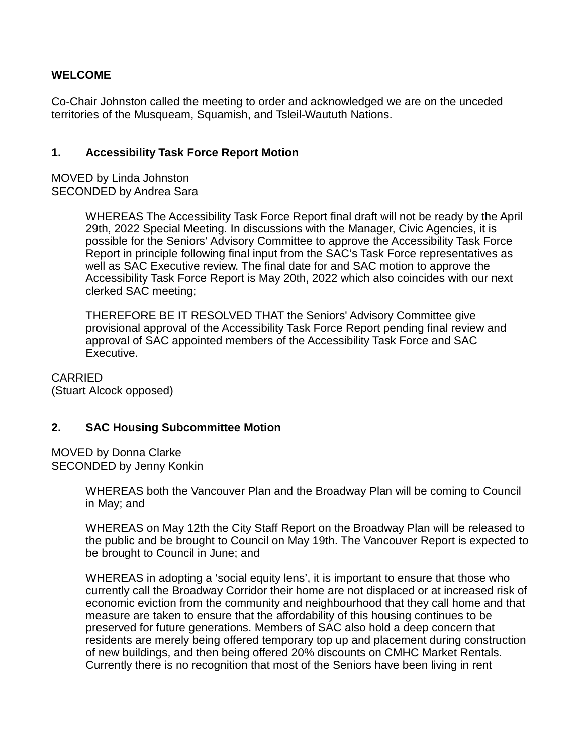**WELCOME**

Co-Chair Johnston called the meeting to order and acknowledged we are on the unceded territories of the Musqueam, Squamish, and Tsleil-Waututh Nations.

**1. Accessibility Task Force Report Motion**

MOVED by Linda Johnston
SECONDED by Andrea Sara

> WHEREAS The Accessibility Task Force Report final draft will not be ready by the April 29th, 2022 Special Meeting. In discussions with the Manager, Civic Agencies, it is possible for the Seniors' Advisory Committee to approve the Accessibility Task Force Report in principle following final input from the SAC's Task Force representatives as well as SAC Executive review. The final date for and SAC motion to approve the Accessibility Task Force Report is May 20th, 2022 which also coincides with our next clerked SAC meeting;
>
> THEREFORE BE IT RESOLVED THAT the Seniors' Advisory Committee give provisional approval of the Accessibility Task Force Report pending final review and approval of SAC appointed members of the Accessibility Task Force and SAC Executive.

CARRIED
(Stuart Alcock opposed)

**2. SAC Housing Subcommittee Motion**

MOVED by Donna Clarke
SECONDED by Jenny Konkin

> WHEREAS both the Vancouver Plan and the Broadway Plan will be coming to Council in May; and
>
> WHEREAS on May 12th the City Staff Report on the Broadway Plan will be released to the public and be brought to Council on May 19th. The Vancouver Report is expected to be brought to Council in June; and
>
> WHEREAS in adopting a 'social equity lens', it is important to ensure that those who currently call the Broadway Corridor their home are not displaced or at increased risk of economic eviction from the community and neighbourhood that they call home and that measure are taken to ensure that the affordability of this housing continues to be preserved for future generations. Members of SAC also hold a deep concern that residents are merely being offered temporary top up and placement during construction of new buildings, and then being offered 20% discounts on CMHC Market Rentals. Currently there is no recognition that most of the Seniors have been living in rent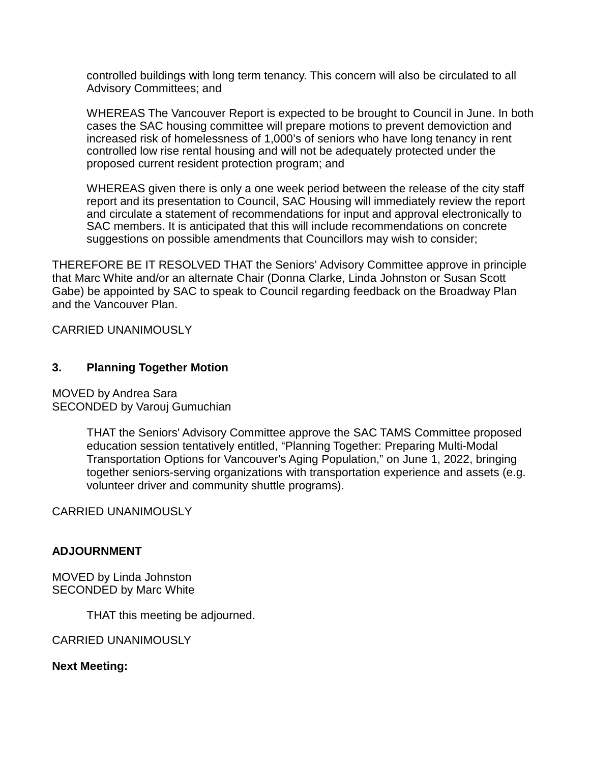controlled buildings with long term tenancy. This concern will also be circulated to all Advisory Committees; and

WHEREAS The Vancouver Report is expected to be brought to Council in June. In both cases the SAC housing committee will prepare motions to prevent demoviction and increased risk of homelessness of 1,000’s of seniors who have long tenancy in rent controlled low rise rental housing and will not be adequately protected under the proposed current resident protection program; and

WHEREAS given there is only a one week period between the release of the city staff report and its presentation to Council, SAC Housing will immediately review the report and circulate a statement of recommendations for input and approval electronically to SAC members. It is anticipated that this will include recommendations on concrete suggestions on possible amendments that Councillors may wish to consider;

THEREFORE BE IT RESOLVED THAT the Seniors’ Advisory Committee approve in principle that Marc White and/or an alternate Chair (Donna Clarke, Linda Johnston or Susan Scott Gabe) be appointed by SAC to speak to Council regarding feedback on the Broadway Plan and the Vancouver Plan.

CARRIED UNANIMOUSLY

### 3. Planning Together Motion

MOVED by Andrea Sara
SECONDED by Varouj Gumuchian

THAT the Seniors' Advisory Committee approve the SAC TAMS Committee proposed education session tentatively entitled, “Planning Together: Preparing Multi-Modal Transportation Options for Vancouver's Aging Population,” on June 1, 2022, bringing together seniors-serving organizations with transportation experience and assets (e.g. volunteer driver and community shuttle programs).

CARRIED UNANIMOUSLY

## ADJOURNMENT

MOVED by Linda Johnston
SECONDED by Marc White

THAT this meeting be adjourned.

CARRIED UNANIMOUSLY

**Next Meeting:**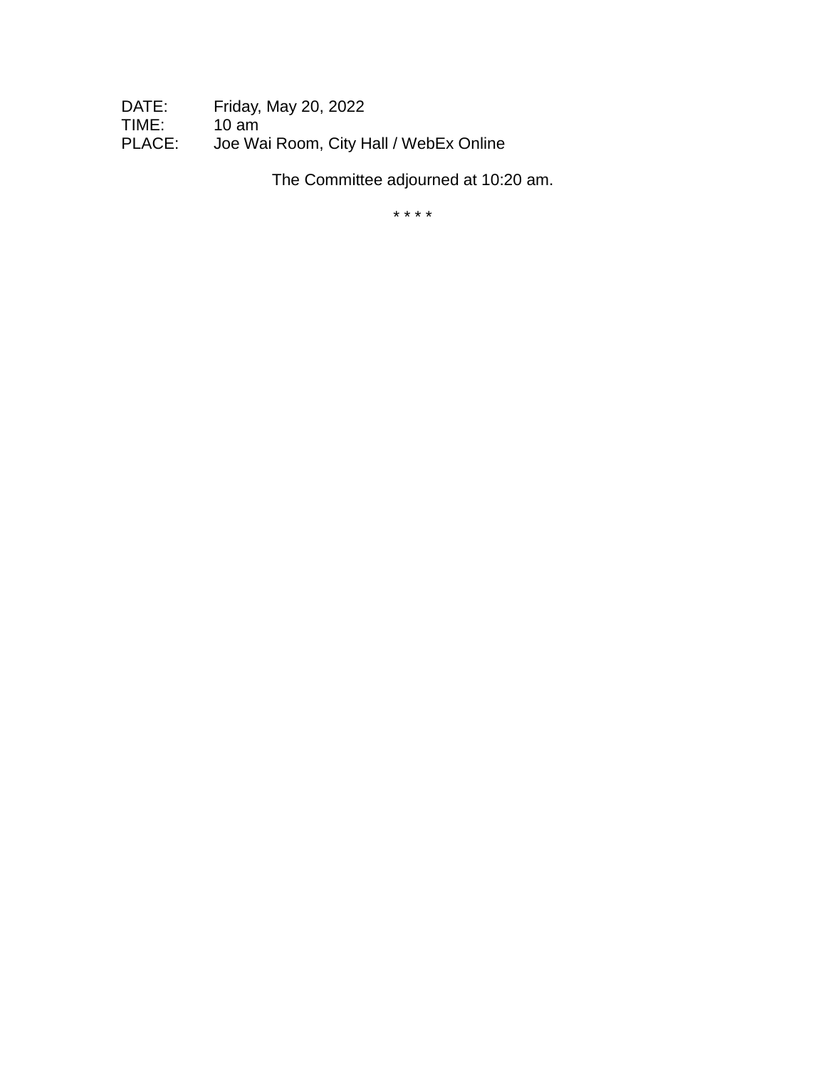DATE: Friday, May 20, 2022
TIME: 10 am
PLACE: Joe Wai Room, City Hall / WebEx Online

The Committee adjourned at 10:20 am.

* * * *